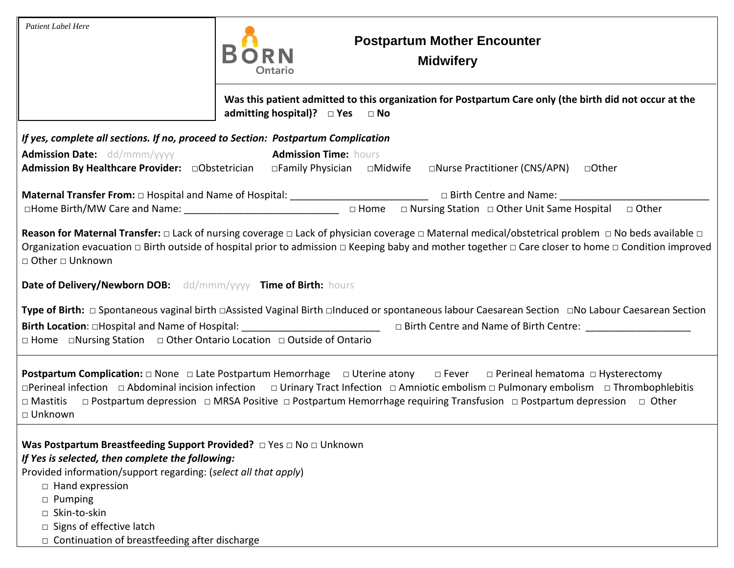Patient Label Here

BORN Ontario

# Postpartum Mother Encounter
## Midwifery

**Was this patient admitted to this organization for Postpartum Care only (the birth did not occur at the admitting hospital)? □ Yes □ No**

***If yes, complete all sections. If no, proceed to Section: Postpartum Complication***

**Admission Date:** dd/mmm/yyyy **Admission Time:** hours

**Admission By Healthcare Provider:** □Obstetrician □Family Physician □Midwife □Nurse Practitioner (CNS/APN) □Other

**Maternal Transfer From:** □ Hospital and Name of Hospital: _________________________ □ Birth Centre and Name: ___________________________
□Home Birth/MW Care and Name: ____________________________ □ Home □ Nursing Station □ Other Unit Same Hospital □ Other

**Reason for Maternal Transfer:** □ Lack of nursing coverage □ Lack of physician coverage □ Maternal medical/obstetrical problem □ No beds available □ Organization evacuation □ Birth outside of hospital prior to admission □ Keeping baby and mother together □ Care closer to home □ Condition improved □ Other □ Unknown

**Date of Delivery/Newborn DOB:** dd/mmm/yyyy **Time of Birth:** hours

**Type of Birth:** □ Spontaneous vaginal birth □Assisted Vaginal Birth □Induced or spontaneous labour Caesarean Section □No Labour Caesarean Section

**Birth Location**: □Hospital and Name of Hospital: _________________________ □ Birth Centre and Name of Birth Centre: ___________________
□ Home □Nursing Station □ Other Ontario Location □ Outside of Ontario

**Postpartum Complication:** □ None □ Late Postpartum Hemorrhage □ Uterine atony □ Fever □ Perineal hematoma □ Hysterectomy □Perineal infection □ Abdominal incision infection □ Urinary Tract Infection □ Amniotic embolism □ Pulmonary embolism □ Thrombophlebitis □ Mastitis □ Postpartum depression □ MRSA Positive □ Postpartum Hemorrhage requiring Transfusion □ Postpartum depression □ Other □ Unknown

**Was Postpartum Breastfeeding Support Provided?** □ Yes □ No □ Unknown

***If Yes is selected, then complete the following:***

Provided information/support regarding: (*select all that apply*)

- □ Hand expression
- □ Pumping
- □ Skin-to-skin
- □ Signs of effective latch
- □ Continuation of breastfeeding after discharge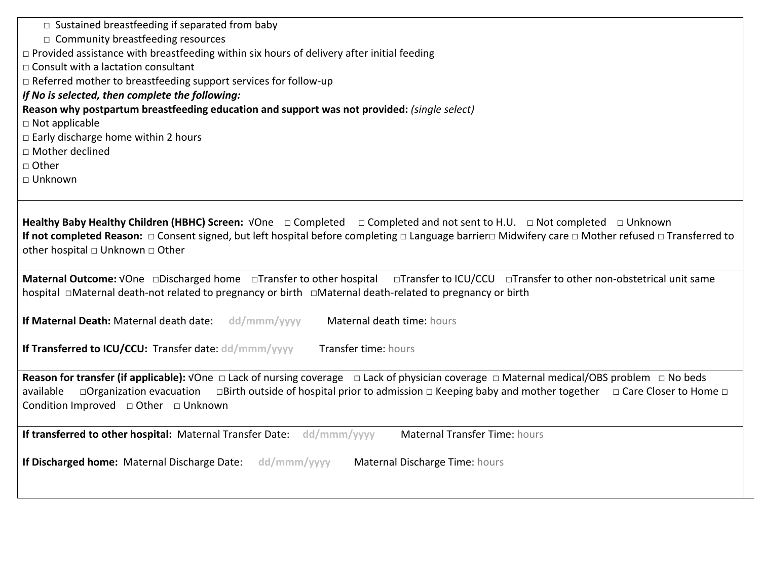- □ Sustained breastfeeding if separated from baby
- □ Community breastfeeding resources

□ Provided assistance with breastfeeding within six hours of delivery after initial feeding
□ Consult with a lactation consultant
□ Referred mother to breastfeeding support services for follow-up

***If No is selected, then complete the following:***

**Reason why postpartum breastfeeding education and support was not provided:** *(single select)*

□ Not applicable
□ Early discharge home within 2 hours
□ Mother declined
□ Other
□ Unknown

---

**Healthy Baby Healthy Children (HBHC) Screen:** √One □ Completed □ Completed and not sent to H.U. □ Not completed □ Unknown

**If not completed Reason:** □ Consent signed, but left hospital before completing □ Language barrier□ Midwifery care □ Mother refused □ Transferred to other hospital □ Unknown □ Other

---

**Maternal Outcome:** √One □Discharged home □Transfer to other hospital □Transfer to ICU/CCU □Transfer to other non-obstetrical unit same hospital □Maternal death-not related to pregnancy or birth □Maternal death-related to pregnancy or birth

**If Maternal Death:** Maternal death date: dd/mmm/yyyy Maternal death time: hours

**If Transferred to ICU/CCU:** Transfer date: dd/mmm/yyyy Transfer time: hours

---

**Reason for transfer (if applicable):** √One □ Lack of nursing coverage □ Lack of physician coverage □ Maternal medical/OBS problem □ No beds available □Organization evacuation □Birth outside of hospital prior to admission □ Keeping baby and mother together □ Care Closer to Home □ Condition Improved □ Other □ Unknown

---

**If transferred to other hospital:** Maternal Transfer Date: dd/mmm/yyyy Maternal Transfer Time: hours

**If Discharged home:** Maternal Discharge Date: dd/mmm/yyyy Maternal Discharge Time: hours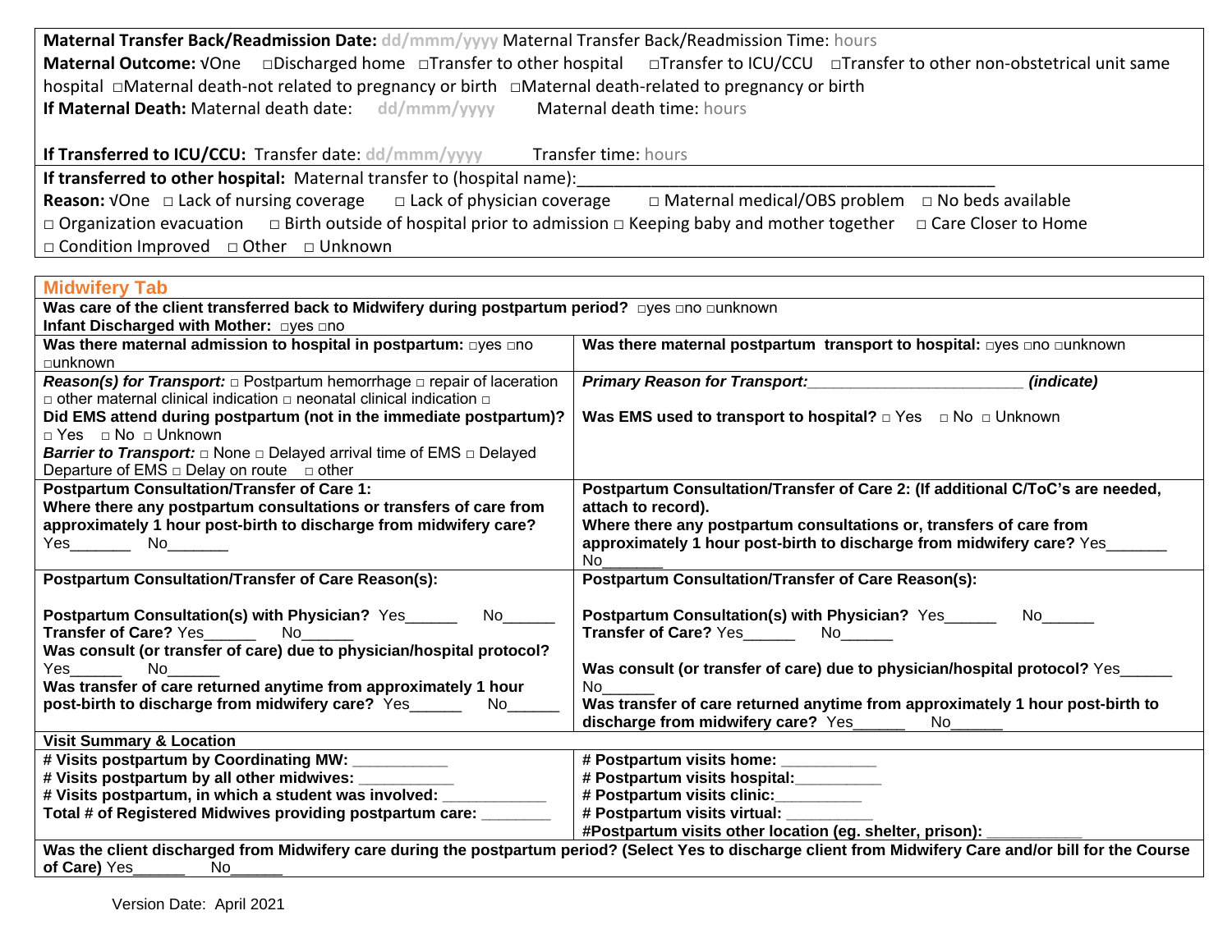**Maternal Transfer Back/Readmission Date:** dd/mmm/yyyy Maternal Transfer Back/Readmission Time: hours

**Maternal Outcome:** √One □Discharged home □Transfer to other hospital □Transfer to ICU/CCU □Transfer to other non-obstetrical unit same hospital □Maternal death-not related to pregnancy or birth □Maternal death-related to pregnancy or birth

**If Maternal Death:** Maternal death date: dd/mmm/yyyy Maternal death time: hours

**If Transferred to ICU/CCU:** Transfer date: dd/mmm/yyyy Transfer time: hours

**If transferred to other hospital:** Maternal transfer to (hospital name):_______________________________________________

**Reason:** √One □ Lack of nursing coverage □ Lack of physician coverage □ Maternal medical/OBS problem □ No beds available □ Organization evacuation □ Birth outside of hospital prior to admission □ Keeping baby and mother together □ Care Closer to Home □ Condition Improved □ Other □ Unknown

## Midwifery Tab

**Was care of the client transferred back to Midwifery during postpartum period?** □yes □no □unknown

**Infant Discharged with Mother:** □yes □no

| | |
|---|---|
| **Was there maternal admission to hospital in postpartum:** □yes □no □unknown | **Was there maternal postpartum transport to hospital:** □yes □no □unknown |
| ***Reason(s) for Transport:*** □ Postpartum hemorrhage □ repair of laceration □ other maternal clinical indication □ neonatal clinical indication □<br>**Did EMS attend during postpartum (not in the immediate postpartum)?** □ Yes □ No □ Unknown<br>***Barrier to Transport:*** □ None □ Delayed arrival time of EMS □ Delayed Departure of EMS □ Delay on route □ other | ***Primary Reason for Transport:*________________________ *(indicate)***<br>**Was EMS used to transport to hospital?** □ Yes □ No □ Unknown |
| **Postpartum Consultation/Transfer of Care 1:**<br>**Where there any postpartum consultations or transfers of care from approximately 1 hour post-birth to discharge from midwifery care?** Yes_______ No_______ | **Postpartum Consultation/Transfer of Care 2: (If additional C/ToC's are needed, attach to record).**<br>**Where there any postpartum consultations or, transfers of care from approximately 1 hour post-birth to discharge from midwifery care?** Yes_______ No_______ |
| **Postpartum Consultation/Transfer of Care Reason(s):**<br><br>**Postpartum Consultation(s) with Physician?** Yes______ No______<br>**Transfer of Care?** Yes______ No______<br>**Was consult (or transfer of care) due to physician/hospital protocol?** Yes______ No______<br>**Was transfer of care returned anytime from approximately 1 hour post-birth to discharge from midwifery care?** Yes______ No______ | **Postpartum Consultation/Transfer of Care Reason(s):**<br><br>**Postpartum Consultation(s) with Physician?** Yes______ No______<br>**Transfer of Care?** Yes______ No______<br><br>**Was consult (or transfer of care) due to physician/hospital protocol?** Yes______ No______<br>**Was transfer of care returned anytime from approximately 1 hour post-birth to discharge from midwifery care?** Yes______ No______ |
| **Visit Summary & Location** | |
| **# Visits postpartum by Coordinating MW:** ___________<br>**# Visits postpartum by all other midwives:** ___________<br>**# Visits postpartum, in which a student was involved:** ____________<br>**Total # of Registered Midwives providing postpartum care:** ________ | **# Postpartum visits home:** ___________<br>**# Postpartum visits hospital:**__________<br>**# Postpartum visits clinic:**__________<br>**# Postpartum visits virtual:** __________<br>**#Postpartum visits other location (eg. shelter, prison):** ___________ |

**Was the client discharged from Midwifery care during the postpartum period? (Select Yes to discharge client from Midwifery Care and/or bill for the Course of Care)** Yes______ No______

Version Date: April 2021